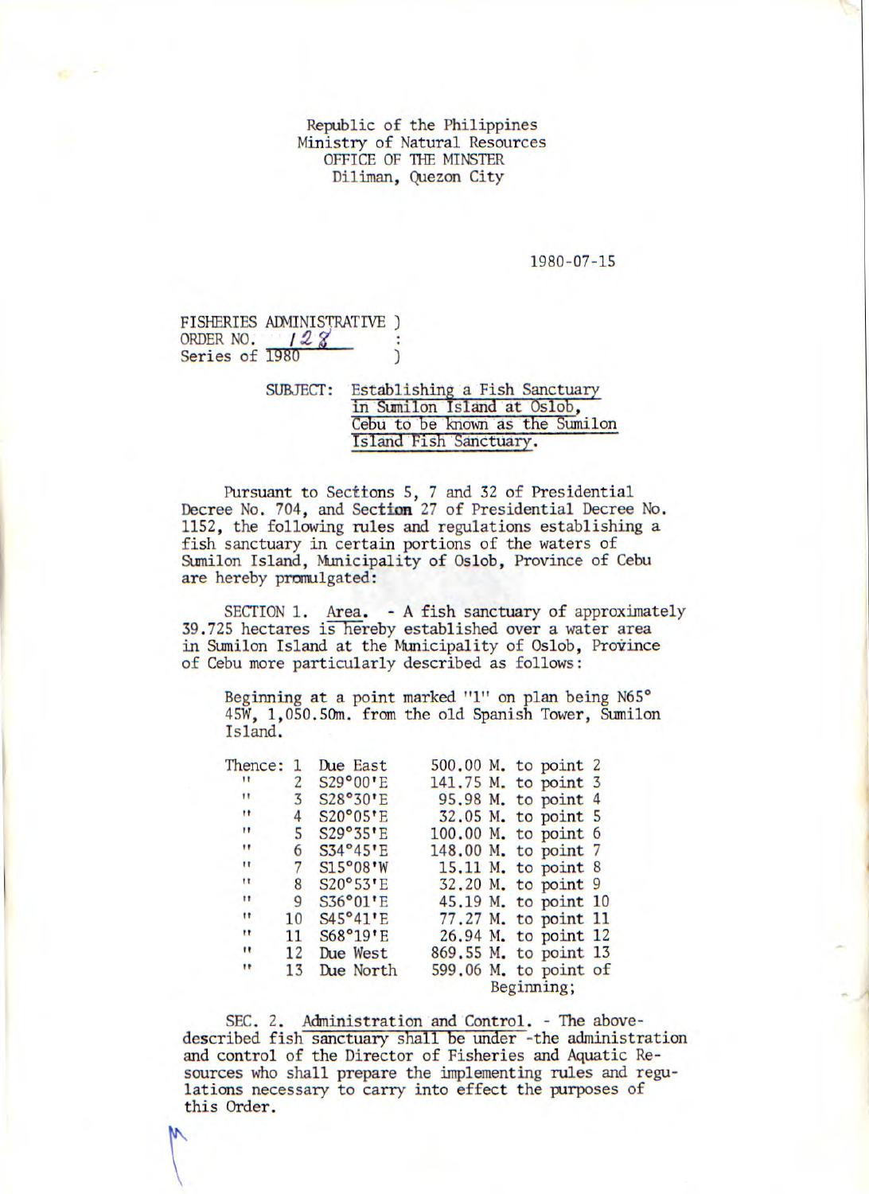Republic of the Philippines
Ministry of Natural Resources
OFFICE OF THE MINSTER
Diliman, Quezon City

1980-07-15

FISHERIES ADMINISTRATIVE )
ORDER NO. 128 :
Series of 1980 )

SUBJECT: Establishing a Fish Sanctuary in Sumilon Island at Oslob, Cebu to be known as the Sumilon Island Fish Sanctuary.

Pursuant to Sections 5, 7 and 32 of Presidential Decree No. 704, and Section 27 of Presidential Decree No. 1152, the following rules and regulations establishing a fish sanctuary in certain portions of the waters of Sumilon Island, Municipality of Oslob, Province of Cebu are hereby promulgated:

SECTION 1. Area. - A fish sanctuary of approximately 39.725 hectares is hereby established over a water area in Sumilon Island at the Municipality of Oslob, Province of Cebu more particularly described as follows:

Beginning at a point marked "1" on plan being N65° 45W, 1,050.50m. from the old Spanish Tower, Sumilon Island.

| | | | |
|---|---|---|---|
| Thence: | 1 | Due East | 500.00 M. to point 2 |
| " | 2 | S29°00'E | 141.75 M. to point 3 |
| " | 3 | S28°30'E | 95.98 M. to point 4 |
| " | 4 | S20°05'E | 32.05 M. to point 5 |
| " | 5 | S29°35'E | 100.00 M. to point 6 |
| " | 6 | S34°45'E | 148.00 M. to point 7 |
| " | 7 | S15°08'W | 15.11 M. to point 8 |
| " | 8 | S20°53'E | 32.20 M. to point 9 |
| " | 9 | S36°01'E | 45.19 M. to point 10 |
| " | 10 | S45°41'E | 77.27 M. to point 11 |
| " | 11 | S68°19'E | 26.94 M. to point 12 |
| " | 12 | Due West | 869.55 M. to point 13 |
| " | 13 | Due North | 599.06 M. to point of Beginning; |

SEC. 2. Administration and Control. - The above-described fish sanctuary shall be under the administration and control of the Director of Fisheries and Aquatic Resources who shall prepare the implementing rules and regulations necessary to carry into effect the purposes of this Order.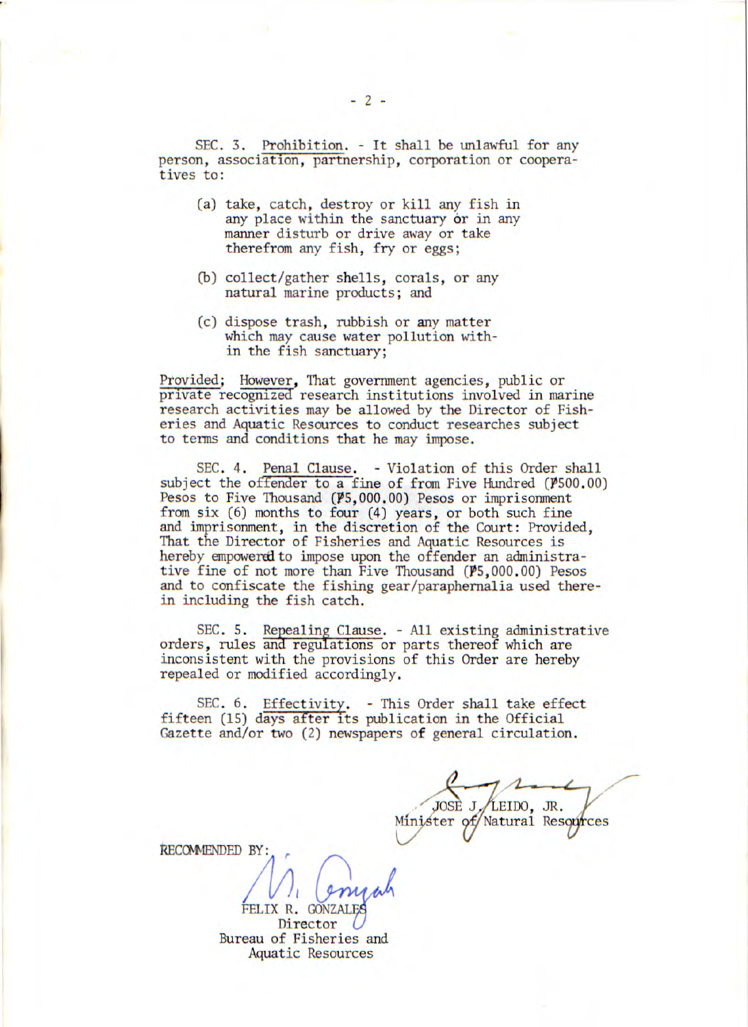SEC. 3. Prohibition. - It shall be unlawful for any person, association, partnership, corporation or cooperatives to:

(a) take, catch, destroy or kill any fish in any place within the sanctuary or in any manner disturb or drive away or take therefrom any fish, fry or eggs;

(b) collect/gather shells, corals, or any natural marine products; and

(c) dispose trash, rubbish or any matter which may cause water pollution within the fish sanctuary;

Provided; However, That government agencies, public or private recognized research institutions involved in marine research activities may be allowed by the Director of Fisheries and Aquatic Resources to conduct researches subject to terms and conditions that he may impose.

SEC. 4. Penal Clause. - Violation of this Order shall subject the offender to a fine of from Five Hundred (₱500.00) Pesos to Five Thousand (₱5,000.00) Pesos or imprisonment from six (6) months to four (4) years, or both such fine and imprisonment, in the discretion of the Court: Provided, That the Director of Fisheries and Aquatic Resources is hereby empowered to impose upon the offender an administrative fine of not more than Five Thousand (₱5,000.00) Pesos and to confiscate the fishing gear/paraphernalia used therein including the fish catch.

SEC. 5. Repealing Clause. - All existing administrative orders, rules and regulations or parts thereof which are inconsistent with the provisions of this Order are hereby repealed or modified accordingly.

SEC. 6. Effectivity. - This Order shall take effect fifteen (15) days after its publication in the Official Gazette and/or two (2) newspapers of general circulation.

JOSE J. LEIDO, JR.
Minister of Natural Resources

RECOMMENDED BY:

FELIX R. GONZALES
Director
Bureau of Fisheries and Aquatic Resources